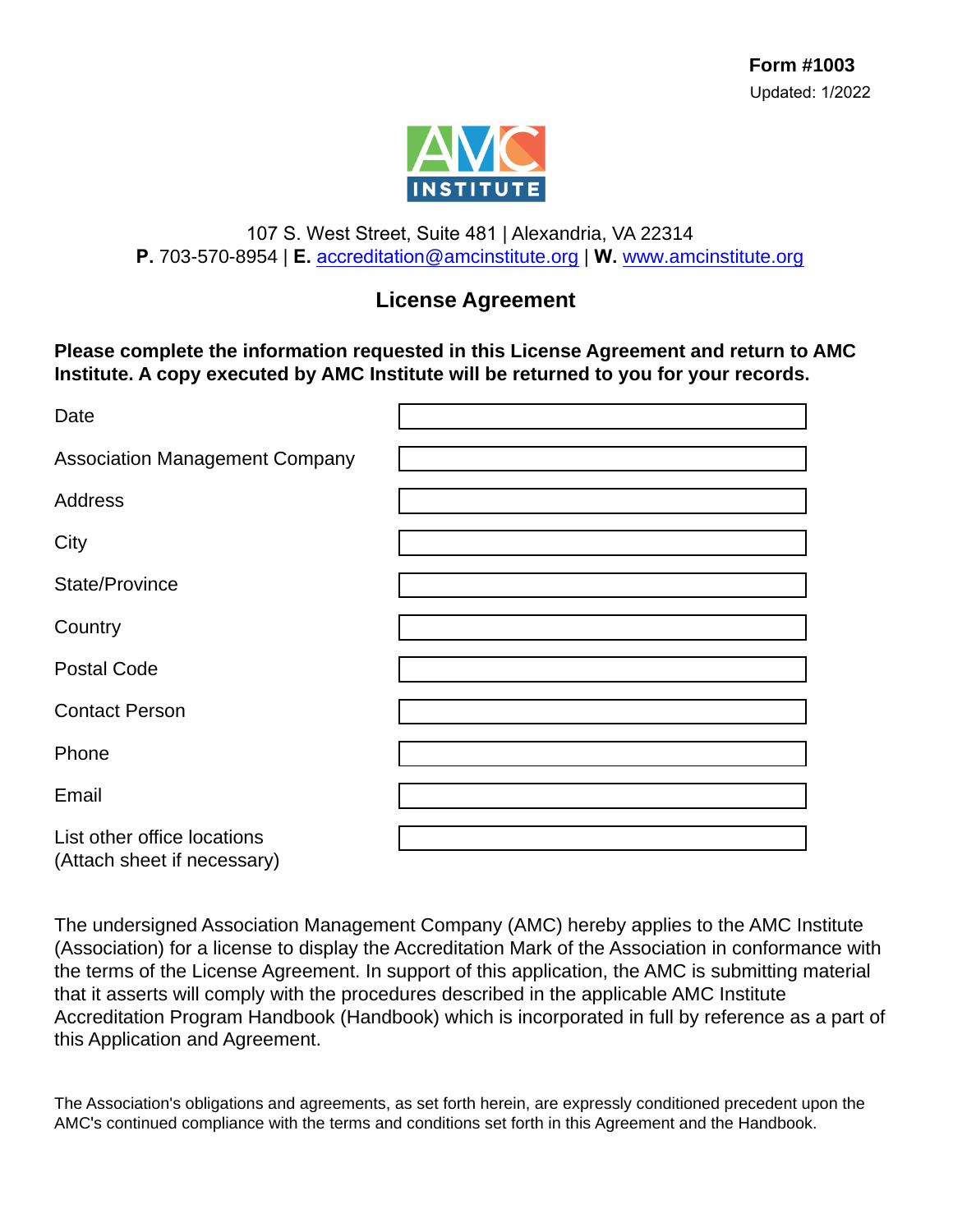**Form #1003**
Updated: 1/2022

AMC INSTITUTE

107 S. West Street, Suite 481 | Alexandria, VA 22314
**P.** 703-570-8954 | **E.** accreditation@amcinstitute.org | **W.** www.amcinstitute.org

## License Agreement

**Please complete the information requested in this License Agreement and return to AMC Institute. A copy executed by AMC Institute will be returned to you for your records.**

| | |
|---|---|
| Date | |
| Association Management Company | |
| Address | |
| City | |
| State/Province | |
| Country | |
| Postal Code | |
| Contact Person | |
| Phone | |
| Email | |
| List other office locations (Attach sheet if necessary) | |

The undersigned Association Management Company (AMC) hereby applies to the AMC Institute (Association) for a license to display the Accreditation Mark of the Association in conformance with the terms of the License Agreement. In support of this application, the AMC is submitting material that it asserts will comply with the procedures described in the applicable AMC Institute Accreditation Program Handbook (Handbook) which is incorporated in full by reference as a part of this Application and Agreement.

The Association's obligations and agreements, as set forth herein, are expressly conditioned precedent upon the AMC's continued compliance with the terms and conditions set forth in this Agreement and the Handbook.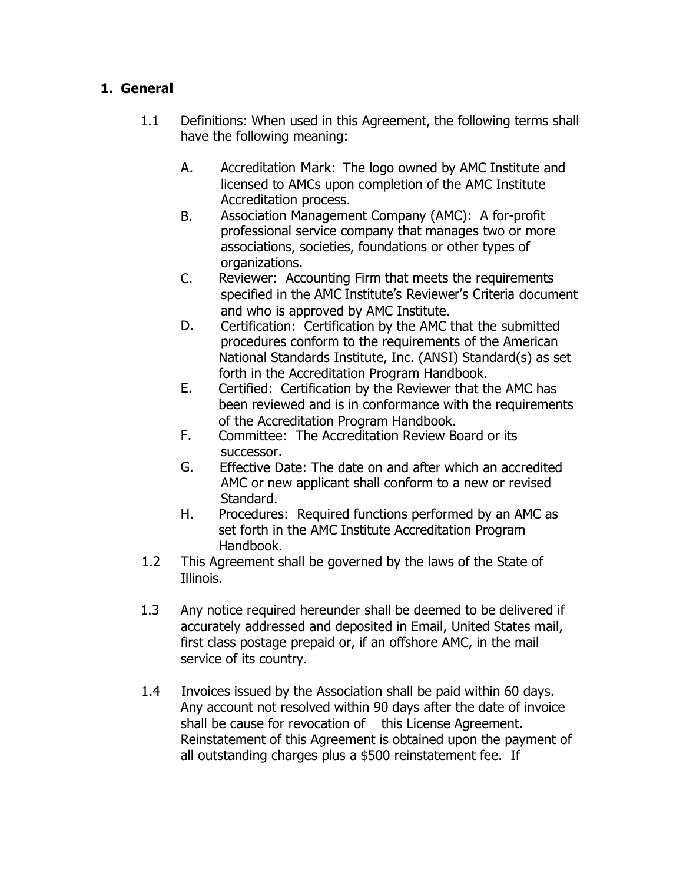## 1. General

1.1 Definitions: When used in this Agreement, the following terms shall have the following meaning:

A. Accreditation Mark: The logo owned by AMC Institute and licensed to AMCs upon completion of the AMC Institute Accreditation process.

B. Association Management Company (AMC): A for-profit professional service company that manages two or more associations, societies, foundations or other types of organizations.

C. Reviewer: Accounting Firm that meets the requirements specified in the AMC Institute's Reviewer's Criteria document and who is approved by AMC Institute.

D. Certification: Certification by the AMC that the submitted procedures conform to the requirements of the American National Standards Institute, Inc. (ANSI) Standard(s) as set forth in the Accreditation Program Handbook.

E. Certified: Certification by the Reviewer that the AMC has been reviewed and is in conformance with the requirements of the Accreditation Program Handbook.

F. Committee: The Accreditation Review Board or its successor.

G. Effective Date: The date on and after which an accredited AMC or new applicant shall conform to a new or revised Standard.

H. Procedures: Required functions performed by an AMC as set forth in the AMC Institute Accreditation Program Handbook.

1.2 This Agreement shall be governed by the laws of the State of Illinois.

1.3 Any notice required hereunder shall be deemed to be delivered if accurately addressed and deposited in Email, United States mail, first class postage prepaid or, if an offshore AMC, in the mail service of its country.

1.4 Invoices issued by the Association shall be paid within 60 days. Any account not resolved within 90 days after the date of invoice shall be cause for revocation of this License Agreement. Reinstatement of this Agreement is obtained upon the payment of all outstanding charges plus a $500 reinstatement fee. If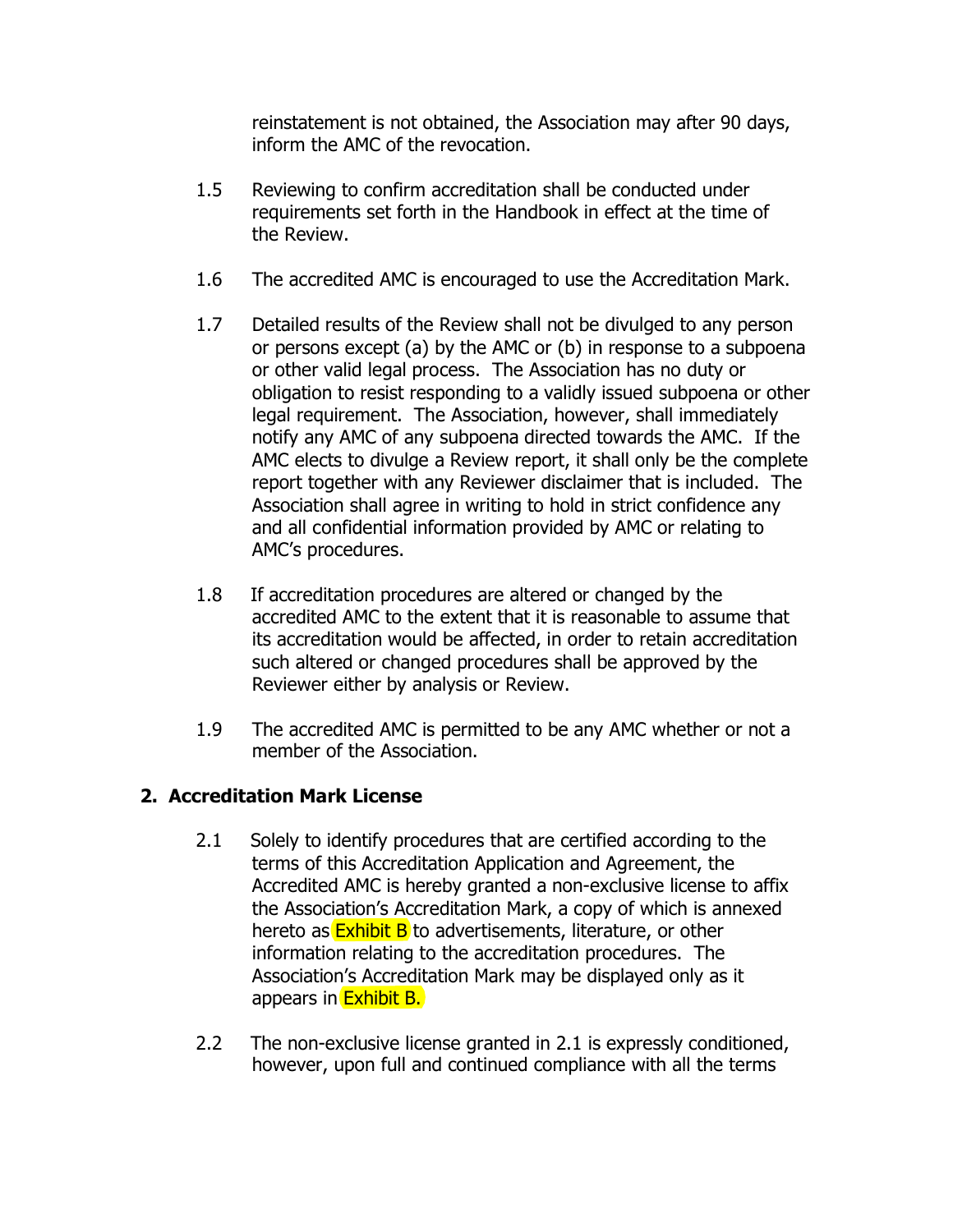reinstatement is not obtained, the Association may after 90 days, inform the AMC of the revocation.

1.5 Reviewing to confirm accreditation shall be conducted under requirements set forth in the Handbook in effect at the time of the Review.

1.6 The accredited AMC is encouraged to use the Accreditation Mark.

1.7 Detailed results of the Review shall not be divulged to any person or persons except (a) by the AMC or (b) in response to a subpoena or other valid legal process. The Association has no duty or obligation to resist responding to a validly issued subpoena or other legal requirement. The Association, however, shall immediately notify any AMC of any subpoena directed towards the AMC. If the AMC elects to divulge a Review report, it shall only be the complete report together with any Reviewer disclaimer that is included. The Association shall agree in writing to hold in strict confidence any and all confidential information provided by AMC or relating to AMC's procedures.

1.8 If accreditation procedures are altered or changed by the accredited AMC to the extent that it is reasonable to assume that its accreditation would be affected, in order to retain accreditation such altered or changed procedures shall be approved by the Reviewer either by analysis or Review.

1.9 The accredited AMC is permitted to be any AMC whether or not a member of the Association.

## 2. Accreditation Mark License

2.1 Solely to identify procedures that are certified according to the terms of this Accreditation Application and Agreement, the Accredited AMC is hereby granted a non-exclusive license to affix the Association's Accreditation Mark, a copy of which is annexed hereto as Exhibit B to advertisements, literature, or other information relating to the accreditation procedures. The Association's Accreditation Mark may be displayed only as it appears in Exhibit B.

2.2 The non-exclusive license granted in 2.1 is expressly conditioned, however, upon full and continued compliance with all the terms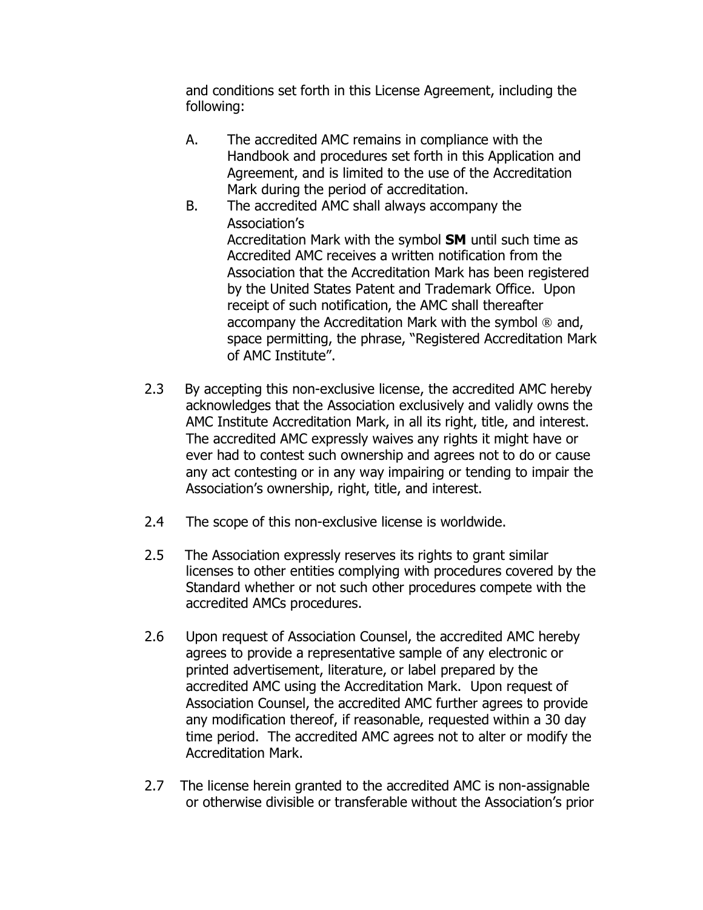and conditions set forth in this License Agreement, including the following:

A. The accredited AMC remains in compliance with the Handbook and procedures set forth in this Application and Agreement, and is limited to the use of the Accreditation Mark during the period of accreditation.

B. The accredited AMC shall always accompany the Association's Accreditation Mark with the symbol **SM** until such time as Accredited AMC receives a written notification from the Association that the Accreditation Mark has been registered by the United States Patent and Trademark Office. Upon receipt of such notification, the AMC shall thereafter accompany the Accreditation Mark with the symbol ® and, space permitting, the phrase, "Registered Accreditation Mark of AMC Institute".

2.3 By accepting this non-exclusive license, the accredited AMC hereby acknowledges that the Association exclusively and validly owns the AMC Institute Accreditation Mark, in all its right, title, and interest. The accredited AMC expressly waives any rights it might have or ever had to contest such ownership and agrees not to do or cause any act contesting or in any way impairing or tending to impair the Association's ownership, right, title, and interest.

2.4 The scope of this non-exclusive license is worldwide.

2.5 The Association expressly reserves its rights to grant similar licenses to other entities complying with procedures covered by the Standard whether or not such other procedures compete with the accredited AMCs procedures.

2.6 Upon request of Association Counsel, the accredited AMC hereby agrees to provide a representative sample of any electronic or printed advertisement, literature, or label prepared by the accredited AMC using the Accreditation Mark. Upon request of Association Counsel, the accredited AMC further agrees to provide any modification thereof, if reasonable, requested within a 30 day time period. The accredited AMC agrees not to alter or modify the Accreditation Mark.

2.7 The license herein granted to the accredited AMC is non-assignable or otherwise divisible or transferable without the Association's prior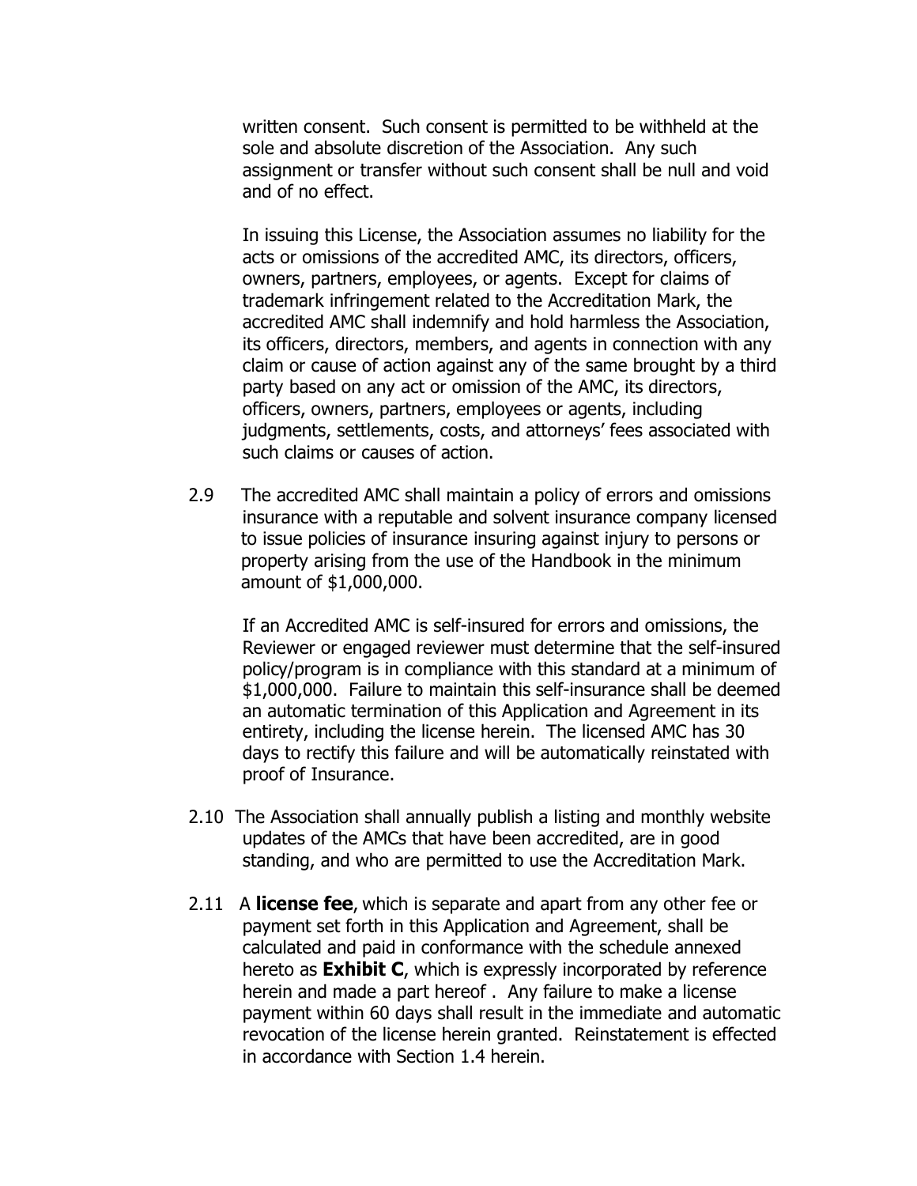written consent. Such consent is permitted to be withheld at the sole and absolute discretion of the Association. Any such assignment or transfer without such consent shall be null and void and of no effect.

In issuing this License, the Association assumes no liability for the acts or omissions of the accredited AMC, its directors, officers, owners, partners, employees, or agents. Except for claims of trademark infringement related to the Accreditation Mark, the accredited AMC shall indemnify and hold harmless the Association, its officers, directors, members, and agents in connection with any claim or cause of action against any of the same brought by a third party based on any act or omission of the AMC, its directors, officers, owners, partners, employees or agents, including judgments, settlements, costs, and attorneys' fees associated with such claims or causes of action.

2.9 The accredited AMC shall maintain a policy of errors and omissions insurance with a reputable and solvent insurance company licensed to issue policies of insurance insuring against injury to persons or property arising from the use of the Handbook in the minimum amount of $1,000,000.

If an Accredited AMC is self-insured for errors and omissions, the Reviewer or engaged reviewer must determine that the self-insured policy/program is in compliance with this standard at a minimum of $1,000,000. Failure to maintain this self-insurance shall be deemed an automatic termination of this Application and Agreement in its entirety, including the license herein. The licensed AMC has 30 days to rectify this failure and will be automatically reinstated with proof of Insurance.

2.10 The Association shall annually publish a listing and monthly website updates of the AMCs that have been accredited, are in good standing, and who are permitted to use the Accreditation Mark.

2.11 A **license fee**, which is separate and apart from any other fee or payment set forth in this Application and Agreement, shall be calculated and paid in conformance with the schedule annexed hereto as **Exhibit C**, which is expressly incorporated by reference herein and made a part hereof . Any failure to make a license payment within 60 days shall result in the immediate and automatic revocation of the license herein granted. Reinstatement is effected in accordance with Section 1.4 herein.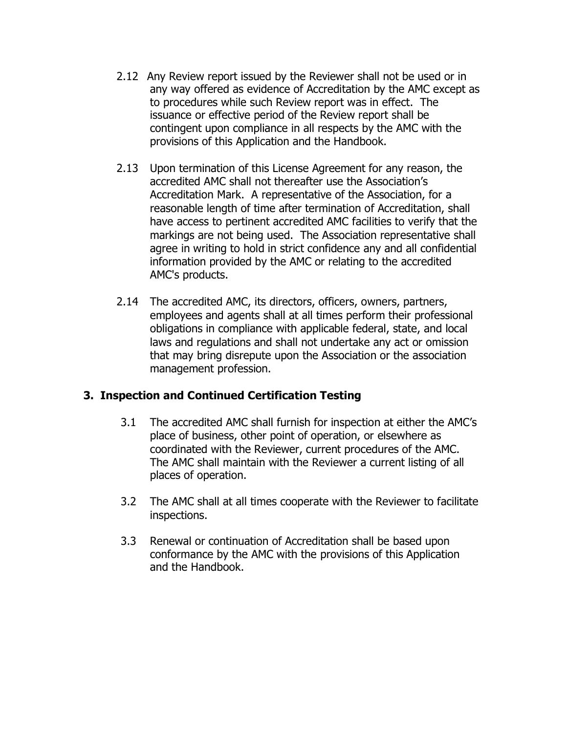2.12 Any Review report issued by the Reviewer shall not be used or in any way offered as evidence of Accreditation by the AMC except as to procedures while such Review report was in effect. The issuance or effective period of the Review report shall be contingent upon compliance in all respects by the AMC with the provisions of this Application and the Handbook.

2.13 Upon termination of this License Agreement for any reason, the accredited AMC shall not thereafter use the Association's Accreditation Mark. A representative of the Association, for a reasonable length of time after termination of Accreditation, shall have access to pertinent accredited AMC facilities to verify that the markings are not being used. The Association representative shall agree in writing to hold in strict confidence any and all confidential information provided by the AMC or relating to the accredited AMC's products.

2.14 The accredited AMC, its directors, officers, owners, partners, employees and agents shall at all times perform their professional obligations in compliance with applicable federal, state, and local laws and regulations and shall not undertake any act or omission that may bring disrepute upon the Association or the association management profession.

## 3. Inspection and Continued Certification Testing

3.1 The accredited AMC shall furnish for inspection at either the AMC's place of business, other point of operation, or elsewhere as coordinated with the Reviewer, current procedures of the AMC. The AMC shall maintain with the Reviewer a current listing of all places of operation.

3.2 The AMC shall at all times cooperate with the Reviewer to facilitate inspections.

3.3 Renewal or continuation of Accreditation shall be based upon conformance by the AMC with the provisions of this Application and the Handbook.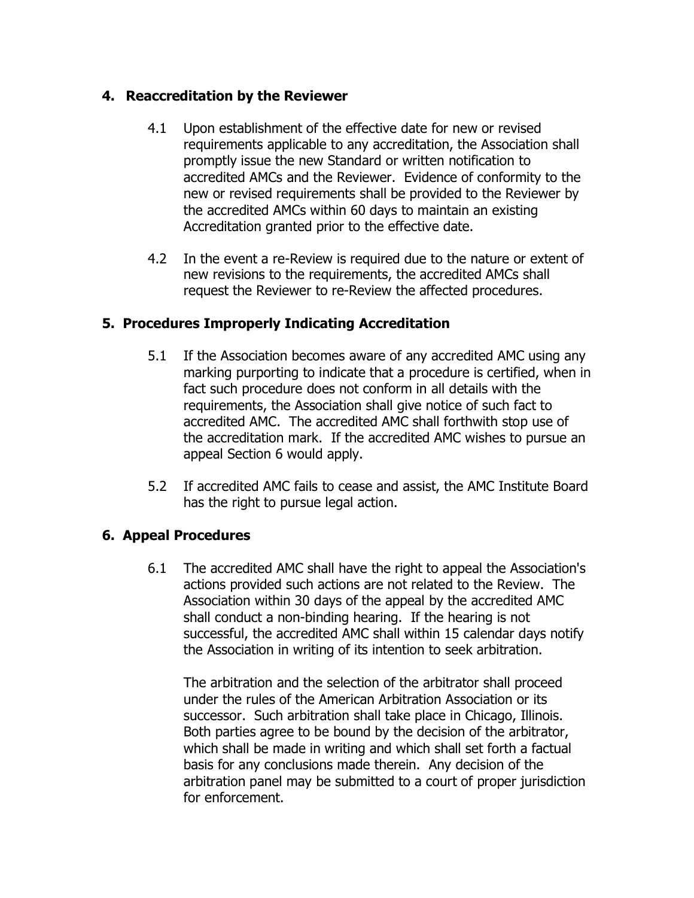## 4. Reaccreditation by the Reviewer

4.1 Upon establishment of the effective date for new or revised requirements applicable to any accreditation, the Association shall promptly issue the new Standard or written notification to accredited AMCs and the Reviewer. Evidence of conformity to the new or revised requirements shall be provided to the Reviewer by the accredited AMCs within 60 days to maintain an existing Accreditation granted prior to the effective date.

4.2 In the event a re-Review is required due to the nature or extent of new revisions to the requirements, the accredited AMCs shall request the Reviewer to re-Review the affected procedures.

## 5. Procedures Improperly Indicating Accreditation

5.1 If the Association becomes aware of any accredited AMC using any marking purporting to indicate that a procedure is certified, when in fact such procedure does not conform in all details with the requirements, the Association shall give notice of such fact to accredited AMC. The accredited AMC shall forthwith stop use of the accreditation mark. If the accredited AMC wishes to pursue an appeal Section 6 would apply.

5.2 If accredited AMC fails to cease and assist, the AMC Institute Board has the right to pursue legal action.

## 6. Appeal Procedures

6.1 The accredited AMC shall have the right to appeal the Association's actions provided such actions are not related to the Review. The Association within 30 days of the appeal by the accredited AMC shall conduct a non-binding hearing. If the hearing is not successful, the accredited AMC shall within 15 calendar days notify the Association in writing of its intention to seek arbitration.

The arbitration and the selection of the arbitrator shall proceed under the rules of the American Arbitration Association or its successor. Such arbitration shall take place in Chicago, Illinois. Both parties agree to be bound by the decision of the arbitrator, which shall be made in writing and which shall set forth a factual basis for any conclusions made therein. Any decision of the arbitration panel may be submitted to a court of proper jurisdiction for enforcement.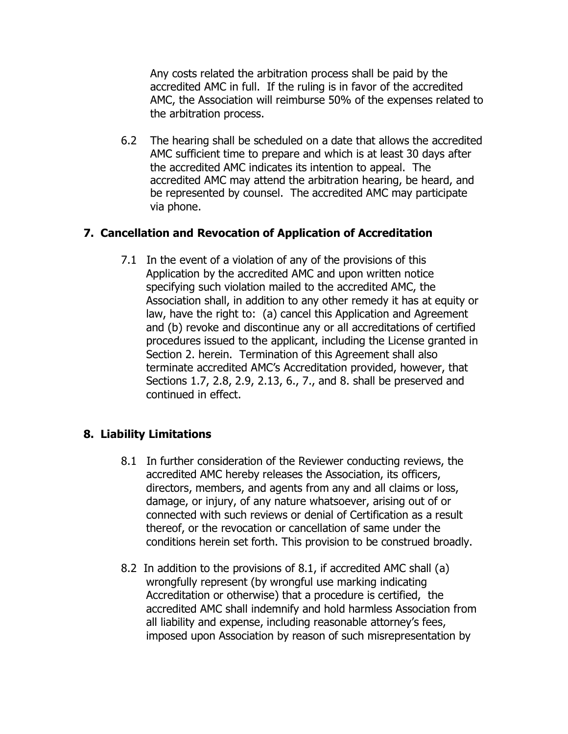Any costs related the arbitration process shall be paid by the accredited AMC in full. If the ruling is in favor of the accredited AMC, the Association will reimburse 50% of the expenses related to the arbitration process.

6.2 The hearing shall be scheduled on a date that allows the accredited AMC sufficient time to prepare and which is at least 30 days after the accredited AMC indicates its intention to appeal. The accredited AMC may attend the arbitration hearing, be heard, and be represented by counsel. The accredited AMC may participate via phone.

## 7. Cancellation and Revocation of Application of Accreditation

7.1 In the event of a violation of any of the provisions of this Application by the accredited AMC and upon written notice specifying such violation mailed to the accredited AMC, the Association shall, in addition to any other remedy it has at equity or law, have the right to: (a) cancel this Application and Agreement and (b) revoke and discontinue any or all accreditations of certified procedures issued to the applicant, including the License granted in Section 2. herein. Termination of this Agreement shall also terminate accredited AMC's Accreditation provided, however, that Sections 1.7, 2.8, 2.9, 2.13, 6., 7., and 8. shall be preserved and continued in effect.

## 8. Liability Limitations

8.1 In further consideration of the Reviewer conducting reviews, the accredited AMC hereby releases the Association, its officers, directors, members, and agents from any and all claims or loss, damage, or injury, of any nature whatsoever, arising out of or connected with such reviews or denial of Certification as a result thereof, or the revocation or cancellation of same under the conditions herein set forth. This provision to be construed broadly.

8.2 In addition to the provisions of 8.1, if accredited AMC shall (a) wrongfully represent (by wrongful use marking indicating Accreditation or otherwise) that a procedure is certified, the accredited AMC shall indemnify and hold harmless Association from all liability and expense, including reasonable attorney's fees, imposed upon Association by reason of such misrepresentation by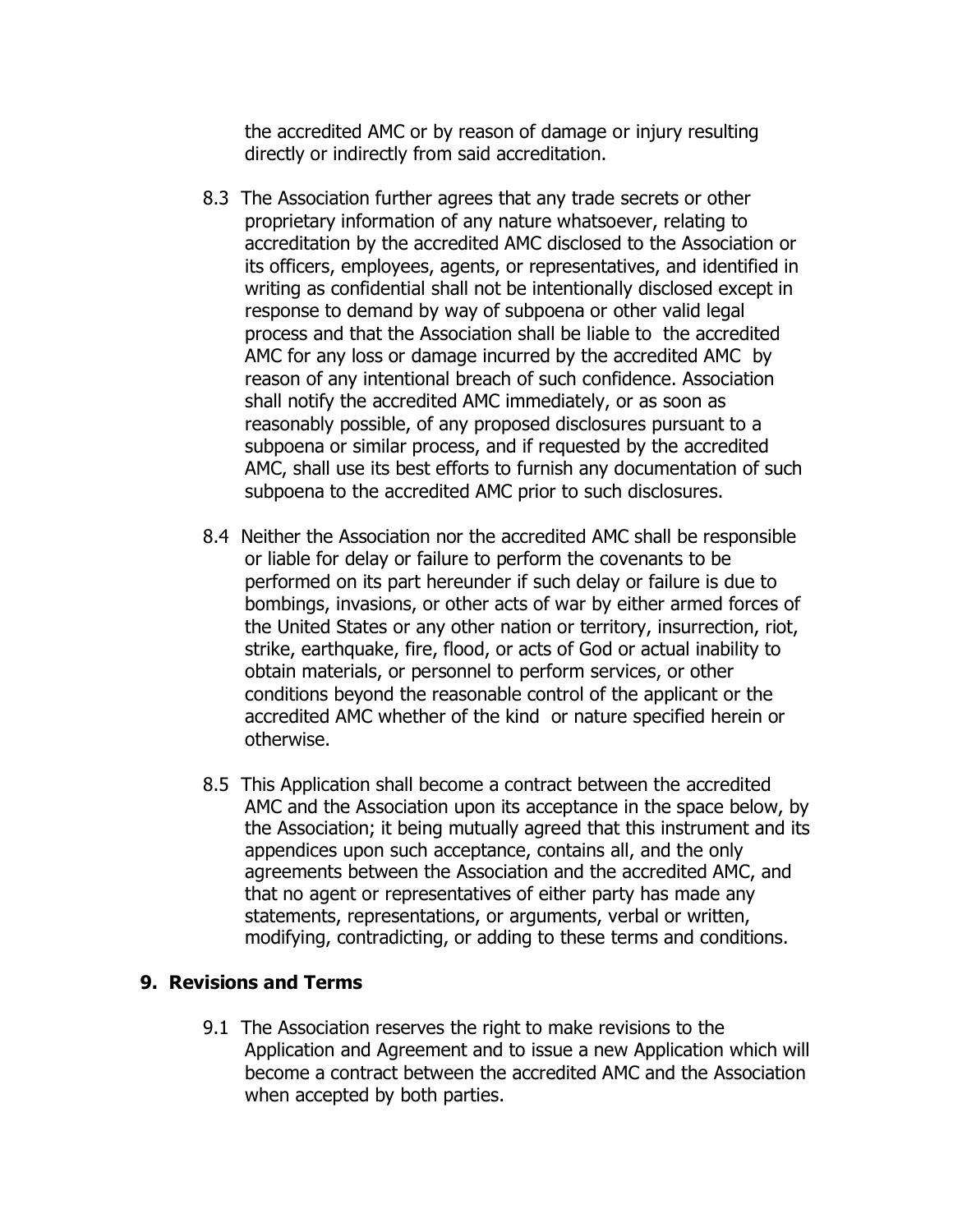the accredited AMC or by reason of damage or injury resulting directly or indirectly from said accreditation.

8.3 The Association further agrees that any trade secrets or other proprietary information of any nature whatsoever, relating to accreditation by the accredited AMC disclosed to the Association or its officers, employees, agents, or representatives, and identified in writing as confidential shall not be intentionally disclosed except in response to demand by way of subpoena or other valid legal process and that the Association shall be liable to the accredited AMC for any loss or damage incurred by the accredited AMC by reason of any intentional breach of such confidence. Association shall notify the accredited AMC immediately, or as soon as reasonably possible, of any proposed disclosures pursuant to a subpoena or similar process, and if requested by the accredited AMC, shall use its best efforts to furnish any documentation of such subpoena to the accredited AMC prior to such disclosures.

8.4 Neither the Association nor the accredited AMC shall be responsible or liable for delay or failure to perform the covenants to be performed on its part hereunder if such delay or failure is due to bombings, invasions, or other acts of war by either armed forces of the United States or any other nation or territory, insurrection, riot, strike, earthquake, fire, flood, or acts of God or actual inability to obtain materials, or personnel to perform services, or other conditions beyond the reasonable control of the applicant or the accredited AMC whether of the kind or nature specified herein or otherwise.

8.5 This Application shall become a contract between the accredited AMC and the Association upon its acceptance in the space below, by the Association; it being mutually agreed that this instrument and its appendices upon such acceptance, contains all, and the only agreements between the Association and the accredited AMC, and that no agent or representatives of either party has made any statements, representations, or arguments, verbal or written, modifying, contradicting, or adding to these terms and conditions.

## 9. Revisions and Terms

9.1 The Association reserves the right to make revisions to the Application and Agreement and to issue a new Application which will become a contract between the accredited AMC and the Association when accepted by both parties.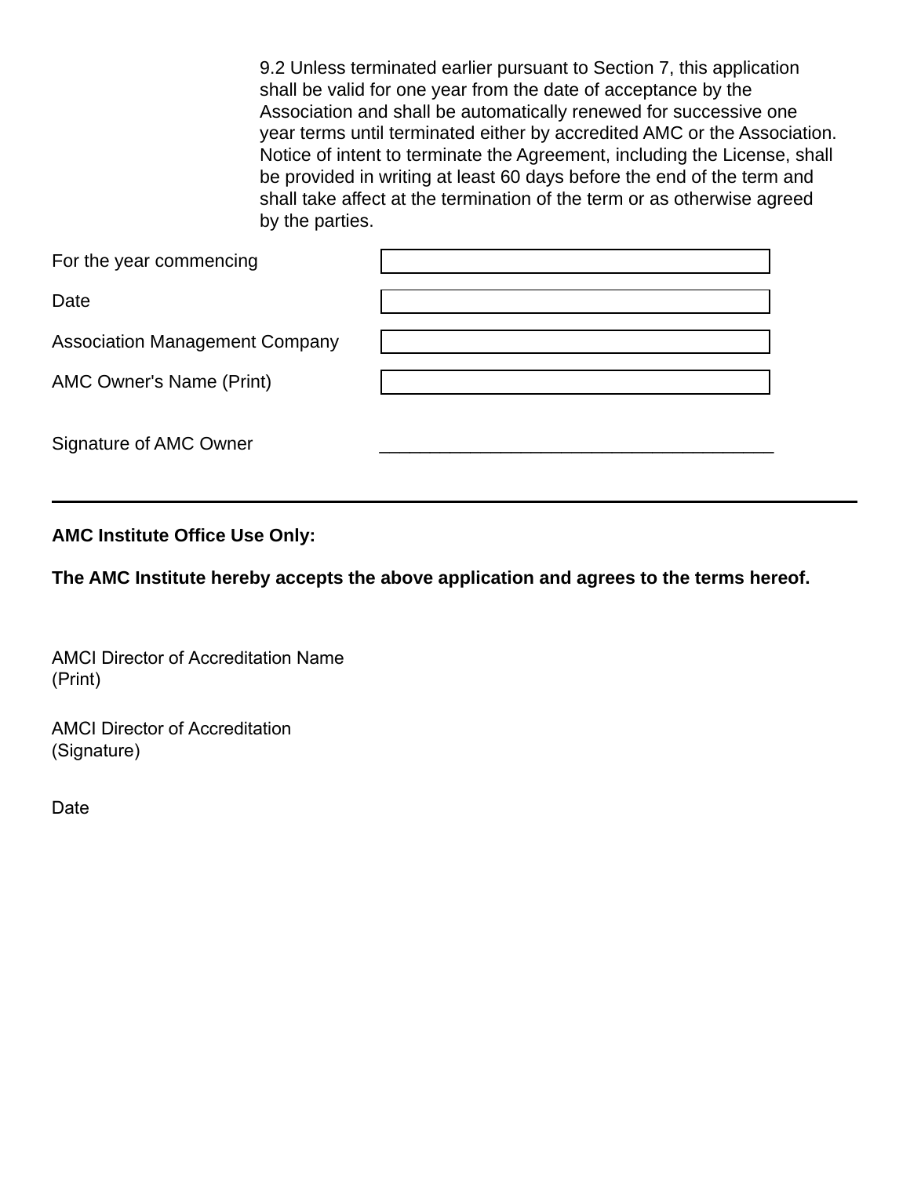9.2 Unless terminated earlier pursuant to Section 7, this application shall be valid for one year from the date of acceptance by the Association and shall be automatically renewed for successive one year terms until terminated either by accredited AMC or the Association. Notice of intent to terminate the Agreement, including the License, shall be provided in writing at least 60 days before the end of the term and shall take affect at the termination of the term or as otherwise agreed by the parties.

For the year commencing

Date

Association Management Company

AMC Owner's Name (Print)

Signature of AMC Owner ________________________________________

---

**AMC Institute Office Use Only:**

**The AMC Institute hereby accepts the above application and agrees to the terms hereof.**

AMCI Director of Accreditation Name (Print)

AMCI Director of Accreditation (Signature)

Date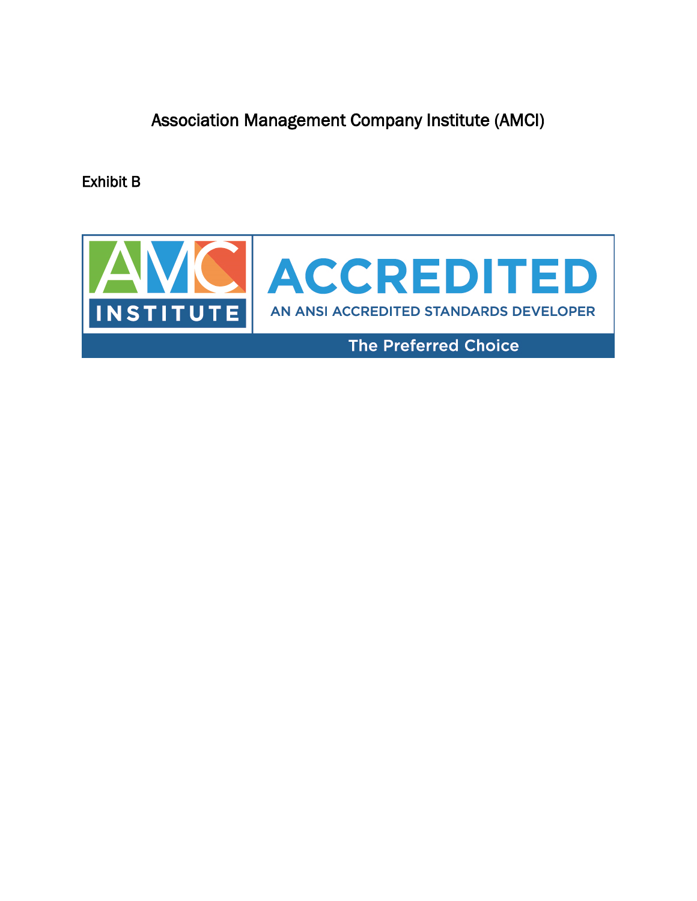Association Management Company Institute (AMCI)

Exhibit B

AMC INSTITUTE

ACCREDITED

AN ANSI ACCREDITED STANDARDS DEVELOPER

The Preferred Choice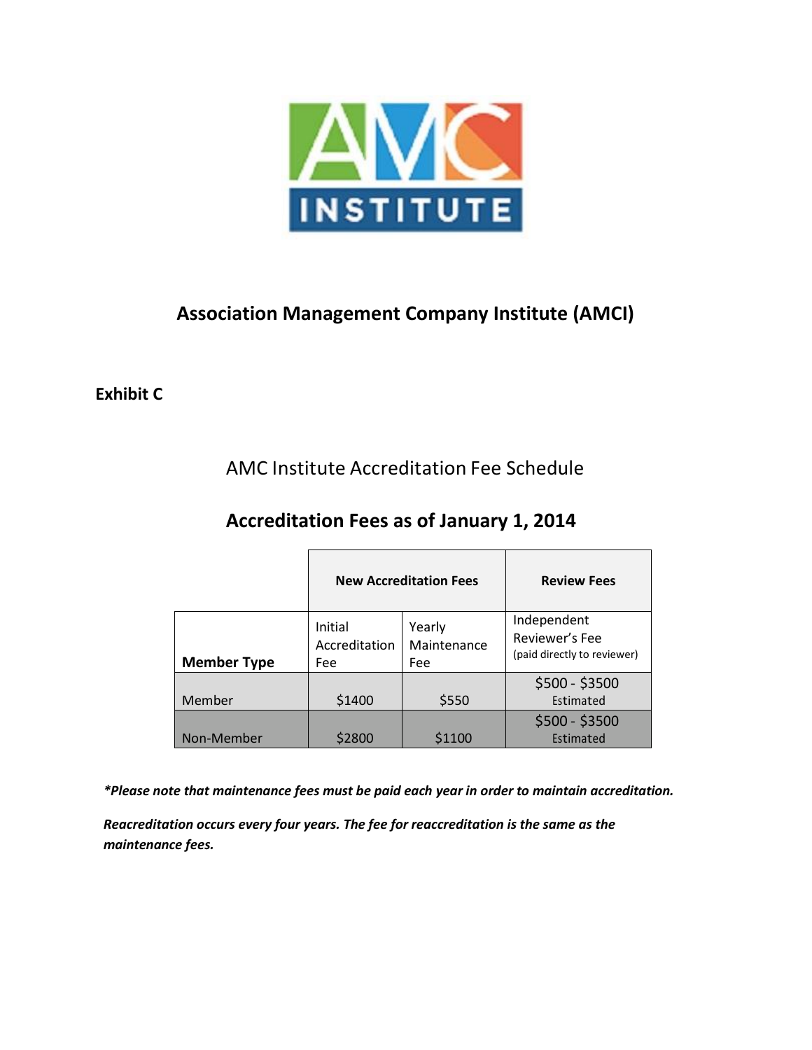## Association Management Company Institute (AMCI)

**Exhibit C**

AMC Institute Accreditation Fee Schedule

## Accreditation Fees as of January 1, 2014

| | New Accreditation Fees | | Review Fees |
|---|---|---|---|
| **Member Type** | Initial Accreditation Fee | Yearly Maintenance Fee | Independent Reviewer's Fee (paid directly to reviewer) |
| Member | $1400 | $550 | $500 - $3500 Estimated |
| Non-Member | $2800 | $1100 | $500 - $3500 Estimated |

***Please note that maintenance fees must be paid each year in order to maintain accreditation.***

***Reacreditation occurs every four years. The fee for reaccreditation is the same as the maintenance fees.***